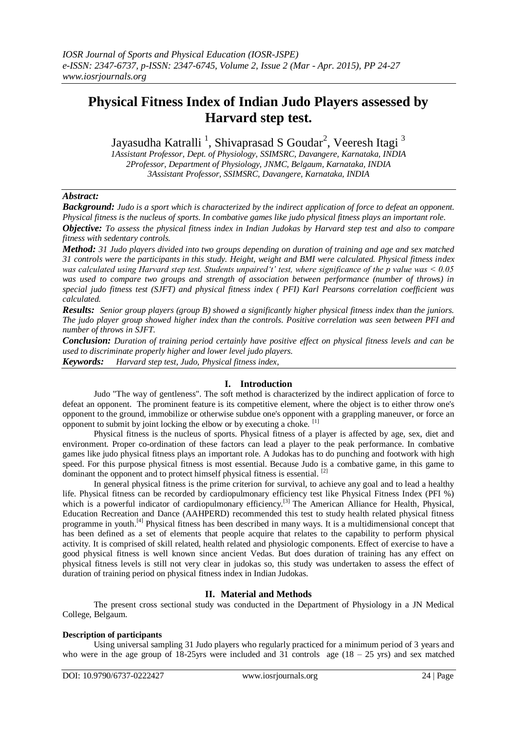# Physical Fitness Index of Indian Judo Players assessed by Harvard step test.

Jayasudha Katralli [1], Shivaprasad S Goudar[2], Veeresh Itagi [3]

*1Assistant Professor, Dept. of Physiology, SSIMSRC, Davangere, Karnataka, INDIA*
*2Professor, Department of Physiology, JNMC, Belgaum, Karnataka, INDIA*
*3Assistant Professor, SSIMSRC, Davangere, Karnataka, INDIA*

***Abstract:***

***Background:*** *Judo is a sport which is characterized by the indirect application of force to defeat an opponent. Physical fitness is the nucleus of sports. In combative games like judo physical fitness plays an important role.*

***Objective:*** *To assess the physical fitness index in Indian Judokas by Harvard step test and also to compare fitness with sedentary controls.*

***Method:*** *31 Judo players divided into two groups depending on duration of training and age and sex matched 31 controls were the participants in this study. Height, weight and BMI were calculated. Physical fitness index was calculated using Harvard step test. Students unpaired't' test, where significance of the p value was < 0.05 was used to compare two groups and strength of association between performance (number of throws) in special judo fitness test (SJFT) and physical fitness index ( PFI) Karl Pearsons correlation coefficient was calculated.*

***Results:*** *Senior group players (group B) showed a significantly higher physical fitness index than the juniors. The judo player group showed higher index than the controls. Positive correlation was seen between PFI and number of throws in SJFT.*

***Conclusion:*** *Duration of training period certainly have positive effect on physical fitness levels and can be used to discriminate properly higher and lower level judo players.*

***Keywords:*** *Harvard step test, Judo, Physical fitness index,*

## I. Introduction

Judo "The way of gentleness". The soft method is characterized by the indirect application of force to defeat an opponent. The prominent feature is its competitive element, where the object is to either throw one's opponent to the ground, immobilize or otherwise subdue one's opponent with a grappling maneuver, or force an opponent to submit by joint locking the elbow or by executing a choke. [1]

Physical fitness is the nucleus of sports. Physical fitness of a player is affected by age, sex, diet and environment. Proper co-ordination of these factors can lead a player to the peak performance. In combative games like judo physical fitness plays an important role. A Judokas has to do punching and footwork with high speed. For this purpose physical fitness is most essential. Because Judo is a combative game, in this game to dominant the opponent and to protect himself physical fitness is essential. [2]

In general physical fitness is the prime criterion for survival, to achieve any goal and to lead a healthy life. Physical fitness can be recorded by cardiopulmonary efficiency test like Physical Fitness Index (PFI %) which is a powerful indicator of cardiopulmonary efficiency.[3] The American Alliance for Health, Physical, Education Recreation and Dance (AAHPERD) recommended this test to study health related physical fitness programme in youth.[4] Physical fitness has been described in many ways. It is a multidimensional concept that has been defined as a set of elements that people acquire that relates to the capability to perform physical activity. It is comprised of skill related, health related and physiologic components. Effect of exercise to have a good physical fitness is well known since ancient Vedas. But does duration of training has any effect on physical fitness levels is still not very clear in judokas so, this study was undertaken to assess the effect of duration of training period on physical fitness index in Indian Judokas.

## II. Material and Methods

The present cross sectional study was conducted in the Department of Physiology in a JN Medical College, Belgaum.

**Description of participants**

Using universal sampling 31 Judo players who regularly practiced for a minimum period of 3 years and who were in the age group of 18-25yrs were included and 31 controls age (18 – 25 yrs) and sex matched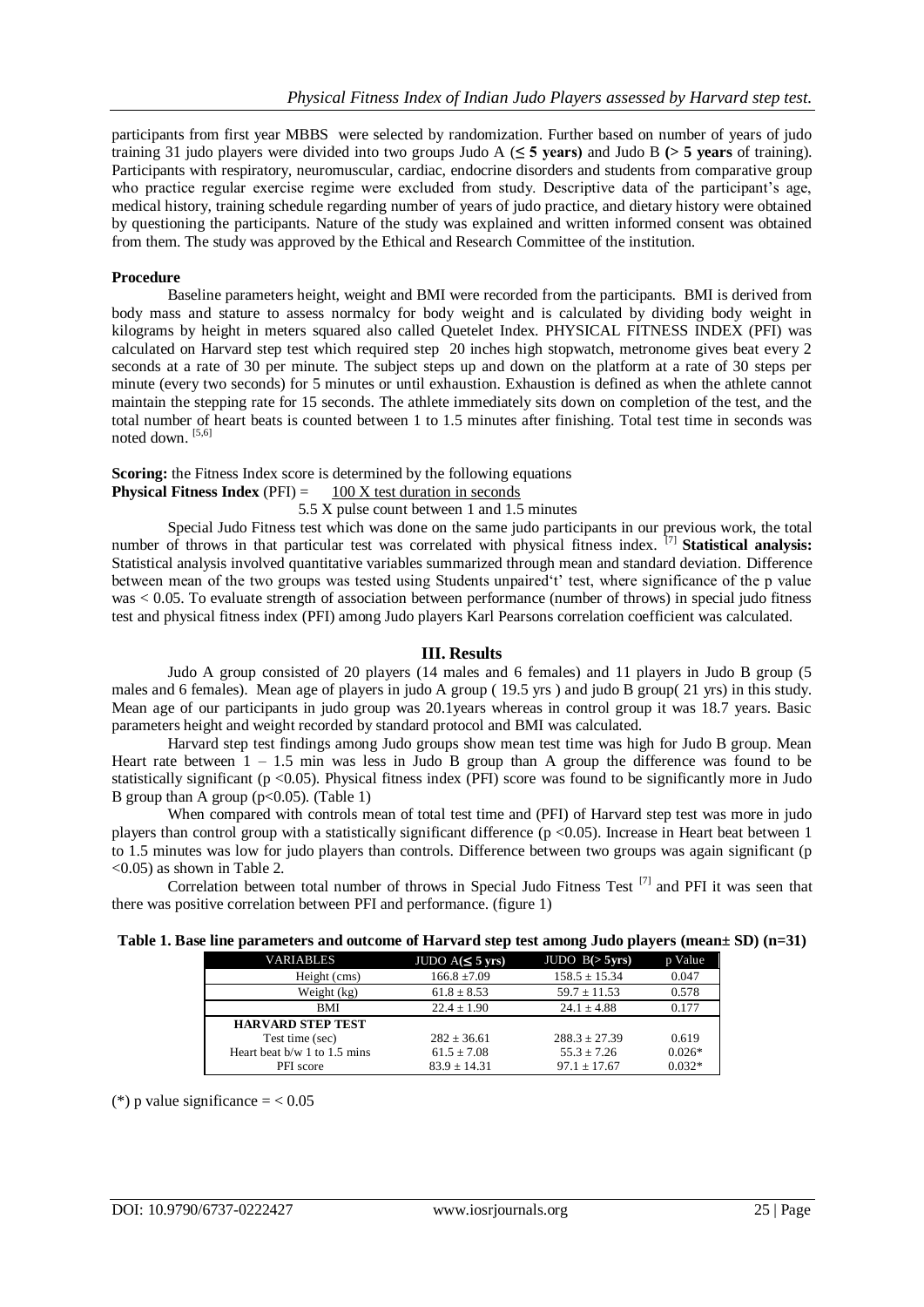participants from first year MBBS were selected by randomization. Further based on number of years of judo training 31 judo players were divided into two groups Judo A (**≤ 5 years)** and Judo B **(> 5 years** of training). Participants with respiratory, neuromuscular, cardiac, endocrine disorders and students from comparative group who practice regular exercise regime were excluded from study. Descriptive data of the participant's age, medical history, training schedule regarding number of years of judo practice, and dietary history were obtained by questioning the participants. Nature of the study was explained and written informed consent was obtained from them. The study was approved by the Ethical and Research Committee of the institution.

**Procedure**

Baseline parameters height, weight and BMI were recorded from the participants. BMI is derived from body mass and stature to assess normalcy for body weight and is calculated by dividing body weight in kilograms by height in meters squared also called Quetelet Index. PHYSICAL FITNESS INDEX (PFI) was calculated on Harvard step test which required step 20 inches high stopwatch, metronome gives beat every 2 seconds at a rate of 30 per minute. The subject steps up and down on the platform at a rate of 30 steps per minute (every two seconds) for 5 minutes or until exhaustion. Exhaustion is defined as when the athlete cannot maintain the stepping rate for 15 seconds. The athlete immediately sits down on completion of the test, and the total number of heart beats is counted between 1 to 1.5 minutes after finishing. Total test time in seconds was noted down. [5,6]

**Scoring:** the Fitness Index score is determined by the following equations

**Physical Fitness Index** (PFI) =

$$\text{PFI} = \frac{100 \times \text{test duration in seconds}}{5.5 \times \text{pulse count between 1 and 1.5 minutes}}$$

Special Judo Fitness test which was done on the same judo participants in our previous work, the total number of throws in that particular test was correlated with physical fitness index. [7] **Statistical analysis:** Statistical analysis involved quantitative variables summarized through mean and standard deviation. Difference between mean of the two groups was tested using Students unpaired't' test, where significance of the p value was < 0.05. To evaluate strength of association between performance (number of throws) in special judo fitness test and physical fitness index (PFI) among Judo players Karl Pearsons correlation coefficient was calculated.

## III. Results

Judo A group consisted of 20 players (14 males and 6 females) and 11 players in Judo B group (5 males and 6 females). Mean age of players in judo A group ( 19.5 yrs ) and judo B group( 21 yrs) in this study. Mean age of our participants in judo group was 20.1years whereas in control group it was 18.7 years. Basic parameters height and weight recorded by standard protocol and BMI was calculated.

Harvard step test findings among Judo groups show mean test time was high for Judo B group. Mean Heart rate between 1 – 1.5 min was less in Judo B group than A group the difference was found to be statistically significant (p <0.05). Physical fitness index (PFI) score was found to be significantly more in Judo B group than A group (p<0.05). (Table 1)

When compared with controls mean of total test time and (PFI) of Harvard step test was more in judo players than control group with a statistically significant difference (p <0.05). Increase in Heart beat between 1 to 1.5 minutes was low for judo players than controls. Difference between two groups was again significant (p <0.05) as shown in Table 2.

Correlation between total number of throws in Special Judo Fitness Test [7] and PFI it was seen that there was positive correlation between PFI and performance. (figure 1)

**Table 1. Base line parameters and outcome of Harvard step test among Judo players (mean± SD) (n=31)**

| VARIABLES | JUDO A(≤ 5 yrs) | JUDO B(> 5yrs) | p Value |
|---|---|---|---|
| Height (cms) | 166.8 ±7.09 | 158.5 ± 15.34 | 0.047 |
| Weight (kg) | 61.8 ± 8.53 | 59.7 ± 11.53 | 0.578 |
| BMI | 22.4 ± 1.90 | 24.1 ± 4.88 | 0.177 |
| **HARVARD STEP TEST** | | | |
| Test time (sec) | 282 ± 36.61 | 288.3 ± 27.39 | 0.619 |
| Heart beat b/w 1 to 1.5 mins | 61.5 ± 7.08 | 55.3 ± 7.26 | 0.026* |
| PFI score | 83.9 ± 14.31 | 97.1 ± 17.67 | 0.032* |

(*) p value significance = < 0.05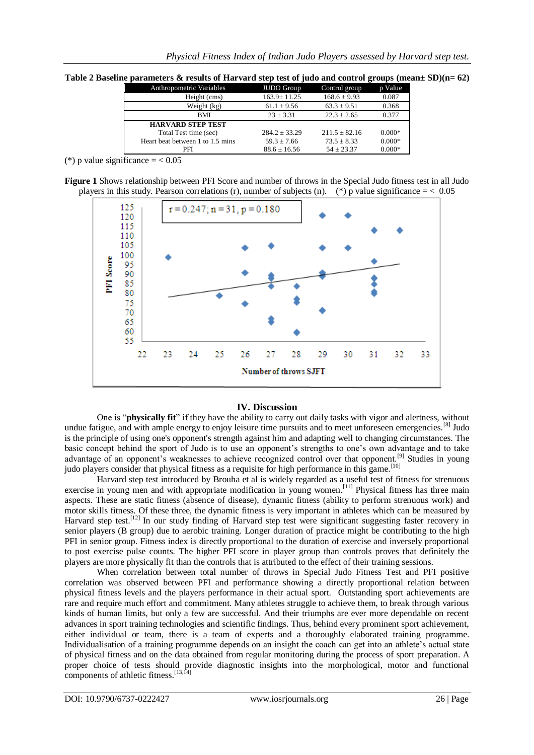**Table 2 Baseline parameters & results of Harvard step test of judo and control groups (mean± SD)(n= 62)**

| Anthropometric Variables | JUDO Group | Control group | p Value |
|---|---|---|---|
| Height (cms) | 163.9± 11.25 | 168.6 ± 9.93 | 0.087 |
| Weight (kg) | 61.1 ± 9.56 | 63.3 ± 9.51 | 0.368 |
| BMI | 23 ± 3.31 | 22.3 ± 2.65 | 0.377 |
| **HARVARD STEP TEST** | | | |
| Total Test time (sec) | 284.2 ± 33.29 | 211.5 ± 82.16 | 0.000* |
| Heart beat between 1 to 1.5 mins | 59.3 ± 7.66 | 73.5 ± 8.33 | 0.000* |
| PFI | 88.6 ± 16.56 | 54 ± 23.37 | 0.000* |

(*) p value significance = < 0.05

**Figure 1** Shows relationship between PFI Score and number of throws in the Special Judo fitness test in all Judo players in this study. Pearson correlations (r), number of subjects (n). (*) p value significance = < 0.05

## IV. Discussion

One is "**physically fit**" if they have the ability to carry out daily tasks with vigor and alertness, without undue fatigue, and with ample energy to enjoy leisure time pursuits and to meet unforeseen emergencies.[8] Judo is the principle of using one's opponent's strength against him and adapting well to changing circumstances. The basic concept behind the sport of Judo is to use an opponent's strengths to one's own advantage and to take advantage of an opponent's weaknesses to achieve recognized control over that opponent.[9] Studies in young judo players consider that physical fitness as a requisite for high performance in this game.[10]

Harvard step test introduced by Brouha et al is widely regarded as a useful test of fitness for strenuous exercise in young men and with appropriate modification in young women.[11] Physical fitness has three main aspects. These are static fitness (absence of disease), dynamic fitness (ability to perform strenuous work) and motor skills fitness. Of these three, the dynamic fitness is very important in athletes which can be measured by Harvard step test.[12] In our study finding of Harvard step test were significant suggesting faster recovery in senior players (B group) due to aerobic training. Longer duration of practice might be contributing to the high PFI in senior group. Fitness index is directly proportional to the duration of exercise and inversely proportional to post exercise pulse counts. The higher PFI score in player group than controls proves that definitely the players are more physically fit than the controls that is attributed to the effect of their training sessions.

When correlation between total number of throws in Special Judo Fitness Test and PFI positive correlation was observed between PFI and performance showing a directly proportional relation between physical fitness levels and the players performance in their actual sport. Outstanding sport achievements are rare and require much effort and commitment. Many athletes struggle to achieve them, to break through various kinds of human limits, but only a few are successful. And their triumphs are ever more dependable on recent advances in sport training technologies and scientific findings. Thus, behind every prominent sport achievement, either individual or team, there is a team of experts and a thoroughly elaborated training programme. Individualisation of a training programme depends on an insight the coach can get into an athlete's actual state of physical fitness and on the data obtained from regular monitoring during the process of sport preparation. A proper choice of tests should provide diagnostic insights into the morphological, motor and functional components of athletic fitness.[13,14]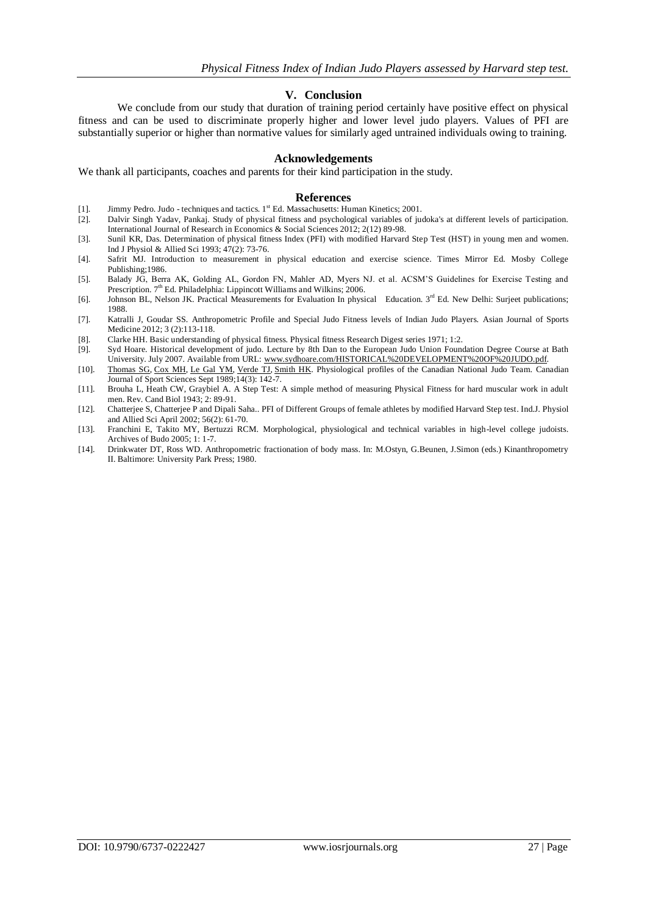## V. Conclusion

We conclude from our study that duration of training period certainly have positive effect on physical fitness and can be used to discriminate properly higher and lower level judo players. Values of PFI are substantially superior or higher than normative values for similarly aged untrained individuals owing to training.

## Acknowledgements

We thank all participants, coaches and parents for their kind participation in the study.

## References

[1]. Jimmy Pedro. Judo - techniques and tactics. 1st Ed. Massachusetts: Human Kinetics; 2001.

[2]. Dalvir Singh Yadav, Pankaj. Study of physical fitness and psychological variables of judoka's at different levels of participation. International Journal of Research in Economics & Social Sciences 2012; 2(12) 89-98.

[3]. Sunil KR, Das. Determination of physical fitness Index (PFI) with modified Harvard Step Test (HST) in young men and women. Ind J Physiol & Allied Sci 1993; 47(2): 73-76.

[4]. Safrit MJ. Introduction to measurement in physical education and exercise science. Times Mirror Ed. Mosby College Publishing;1986.

[5]. Balady JG, Berra AK, Golding AL, Gordon FN, Mahler AD, Myers NJ. et al. ACSM'S Guidelines for Exercise Testing and Prescription. 7th Ed. Philadelphia: Lippincott Williams and Wilkins; 2006.

[6]. Johnson BL, Nelson JK. Practical Measurements for Evaluation In physical Education. 3rd Ed. New Delhi: Surjeet publications; 1988.

[7]. Katralli J, Goudar SS. Anthropometric Profile and Special Judo Fitness levels of Indian Judo Players. Asian Journal of Sports Medicine 2012; 3 (2):113-118.

[8]. Clarke HH. Basic understanding of physical fitness. Physical fitness Research Digest series 1971; 1:2.

[9]. Syd Hoare. Historical development of judo. Lecture by 8th Dan to the European Judo Union Foundation Degree Course at Bath University. July 2007. Available from URL: www.sydhoare.com/HISTORICAL%20DEVELOPMENT%20OF%20JUDO.pdf.

[10]. Thomas SG, Cox MH, Le Gal YM, Verde TJ, Smith HK. Physiological profiles of the Canadian National Judo Team. Canadian Journal of Sport Sciences Sept 1989;14(3): 142-7.

[11]. Brouha L, Heath CW, Graybiel A. A Step Test: A simple method of measuring Physical Fitness for hard muscular work in adult men. Rev. Cand Biol 1943; 2: 89-91.

[12]. Chatterjee S, Chatterjee P and Dipali Saha.. PFI of Different Groups of female athletes by modified Harvard Step test. Ind.J. Physiol and Allied Sci April 2002; 56(2): 61-70.

[13]. Franchini E, Takito MY, Bertuzzi RCM. Morphological, physiological and technical variables in high-level college judoists. Archives of Budo 2005; 1: 1-7.

[14]. Drinkwater DT, Ross WD. Anthropometric fractionation of body mass. In: M.Ostyn, G.Beunen, J.Simon (eds.) Kinanthropometry II. Baltimore: University Park Press; 1980.